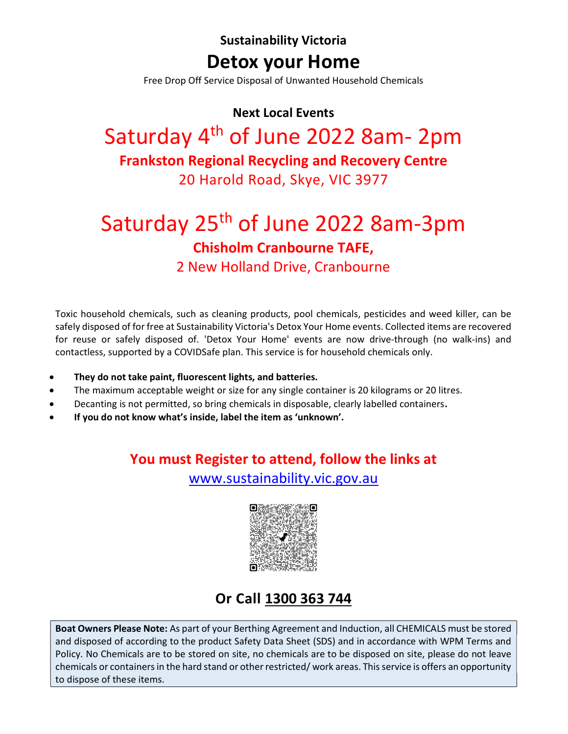**Sustainability Victoria**

# Detox your Home

Free Drop Off Service Disposal of Unwanted Household Chemicals

**Next Local Events**

## Saturday 4th of June 2022 8am- 2pm

**Frankston Regional Recycling and Recovery Centre**

20 Harold Road, Skye, VIC 3977

## Saturday 25th of June 2022 8am-3pm

**Chisholm Cranbourne TAFE,**

2 New Holland Drive, Cranbourne

Toxic household chemicals, such as cleaning products, pool chemicals, pesticides and weed killer, can be safely disposed of for free at Sustainability Victoria's Detox Your Home events. Collected items are recovered for reuse or safely disposed of. 'Detox Your Home' events are now drive-through (no walk-ins) and contactless, supported by a COVIDSafe plan. This service is for household chemicals only.

- **They do not take paint, fluorescent lights, and batteries.**
- The maximum acceptable weight or size for any single container is 20 kilograms or 20 litres.
- Decanting is not permitted, so bring chemicals in disposable, clearly labelled containers.
- **If you do not know what's inside, label the item as 'unknown'.**

**You must Register to attend, follow the links at**

www.sustainability.vic.gov.au

**Or Call 1300 363 744**

**Boat Owners Please Note:** As part of your Berthing Agreement and Induction, all CHEMICALS must be stored and disposed of according to the product Safety Data Sheet (SDS) and in accordance with WPM Terms and Policy. No Chemicals are to be stored on site, no chemicals are to be disposed on site, please do not leave chemicals or containers in the hard stand or other restricted/ work areas. This service is offers an opportunity to dispose of these items.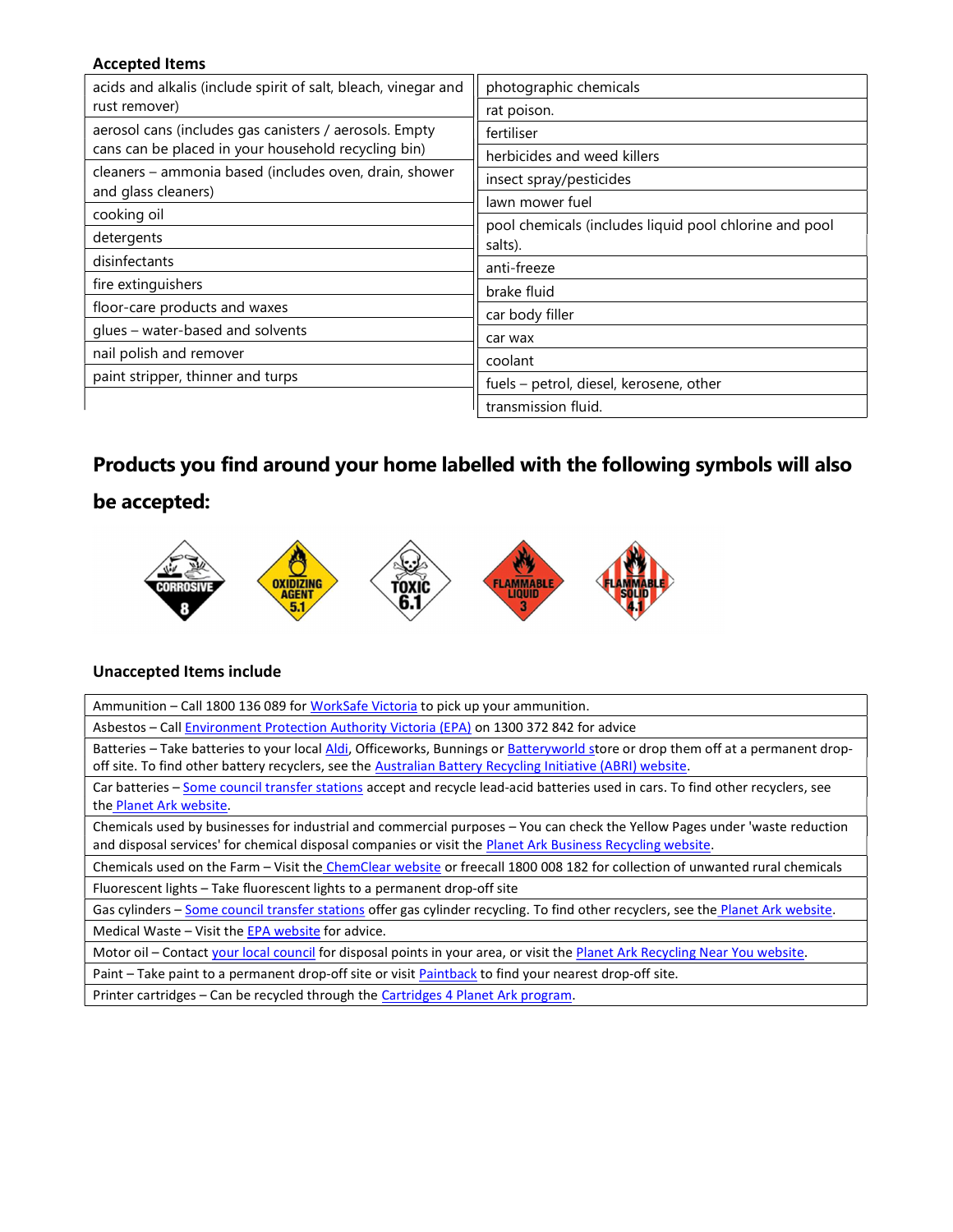**Accepted Items**

| | |
|---|---|
| acids and alkalis (include spirit of salt, bleach, vinegar and rust remover) | photographic chemicals |
| | rat poison. |
| aerosol cans (includes gas canisters / aerosols. Empty cans can be placed in your household recycling bin) | fertiliser |
| | herbicides and weed killers |
| cleaners – ammonia based (includes oven, drain, shower and glass cleaners) | insect spray/pesticides |
| | lawn mower fuel |
| cooking oil | pool chemicals (includes liquid pool chlorine and pool salts). |
| detergents | |
| disinfectants | anti-freeze |
| fire extinguishers | brake fluid |
| floor-care products and waxes | car body filler |
| glues – water-based and solvents | car wax |
| nail polish and remover | coolant |
| paint stripper, thinner and turps | fuels – petrol, diesel, kerosene, other |
| | transmission fluid. |

## Products you find around your home labelled with the following symbols will also be accepted:

CORROSIVE 8

OXIDIZING AGENT 5.1

TOXIC 6.1

FLAMMABLE LIQUID 3

FLAMMABLE SOLID 4.1

**Unaccepted Items include**

| |
|---|
| Ammunition – Call 1800 136 089 for WorkSafe Victoria to pick up your ammunition. |
| Asbestos – Call Environment Protection Authority Victoria (EPA) on 1300 372 842 for advice |
| Batteries – Take batteries to your local Aldi, Officeworks, Bunnings or Batteryworld store or drop them off at a permanent drop-off site. To find other battery recyclers, see the Australian Battery Recycling Initiative (ABRI) website. |
| Car batteries – Some council transfer stations accept and recycle lead-acid batteries used in cars. To find other recyclers, see the Planet Ark website. |
| Chemicals used by businesses for industrial and commercial purposes – You can check the Yellow Pages under 'waste reduction and disposal services' for chemical disposal companies or visit the Planet Ark Business Recycling website. |
| Chemicals used on the Farm – Visit the ChemClear website or freecall 1800 008 182 for collection of unwanted rural chemicals |
| Fluorescent lights – Take fluorescent lights to a permanent drop-off site |
| Gas cylinders – Some council transfer stations offer gas cylinder recycling. To find other recyclers, see the Planet Ark website. |
| Medical Waste – Visit the EPA website for advice. |
| Motor oil – Contact your local council for disposal points in your area, or visit the Planet Ark Recycling Near You website. |
| Paint – Take paint to a permanent drop-off site or visit Paintback to find your nearest drop-off site. |
| Printer cartridges – Can be recycled through the Cartridges 4 Planet Ark program. |